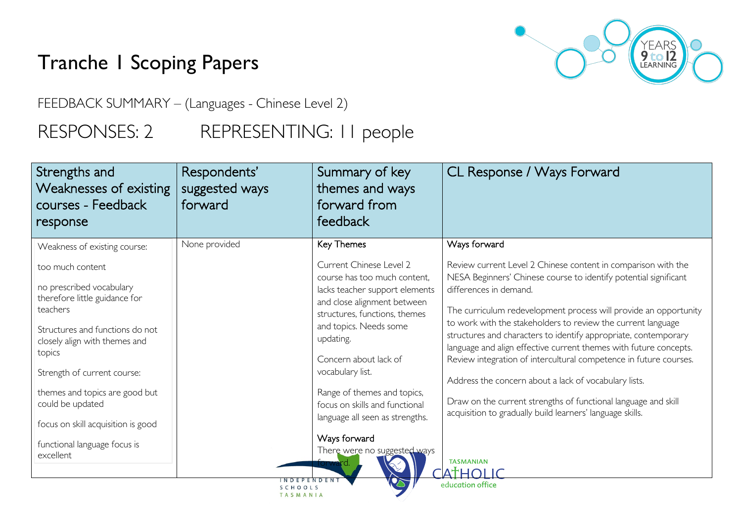# Tranche 1 Scoping Papers

FEEDBACK SUMMARY – (Languages - Chinese Level 2)

## RESPONSES: 2 REPRESENTING: 11 people

| Strengths and Weaknesses of existing courses - Feedback response | Respondents' suggested ways forward | Summary of key themes and ways forward from feedback | CL Response / Ways Forward |
|---|---|---|---|
| Weakness of existing course:<br><br>too much content<br><br>no prescribed vocabulary therefore little guidance for teachers<br><br>Structures and functions do not closely align with themes and topics<br><br>Strength of current course:<br><br>themes and topics are good but could be updated<br><br>focus on skill acquisition is good<br><br>functional language focus is excellent | None provided | Key Themes<br><br>Current Chinese Level 2 course has too much content, lacks teacher support elements and close alignment between structures, functions, themes and topics. Needs some updating.<br><br>Concern about lack of vocabulary list.<br><br>Range of themes and topics, focus on skills and functional language all seen as strengths.<br><br>Ways forward<br><br>There were no suggested ways forward. | Ways forward<br><br>Review current Level 2 Chinese content in comparison with the NESA Beginners' Chinese course to identify potential significant differences in demand.<br><br>The curriculum redevelopment process will provide an opportunity to work with the stakeholders to review the current language structures and characters to identify appropriate, contemporary language and align effective current themes with future concepts. Review integration of intercultural competence in future courses.<br><br>Address the concern about a lack of vocabulary lists.<br><br>Draw on the current strengths of functional language and skill acquisition to gradually build learners' language skills. |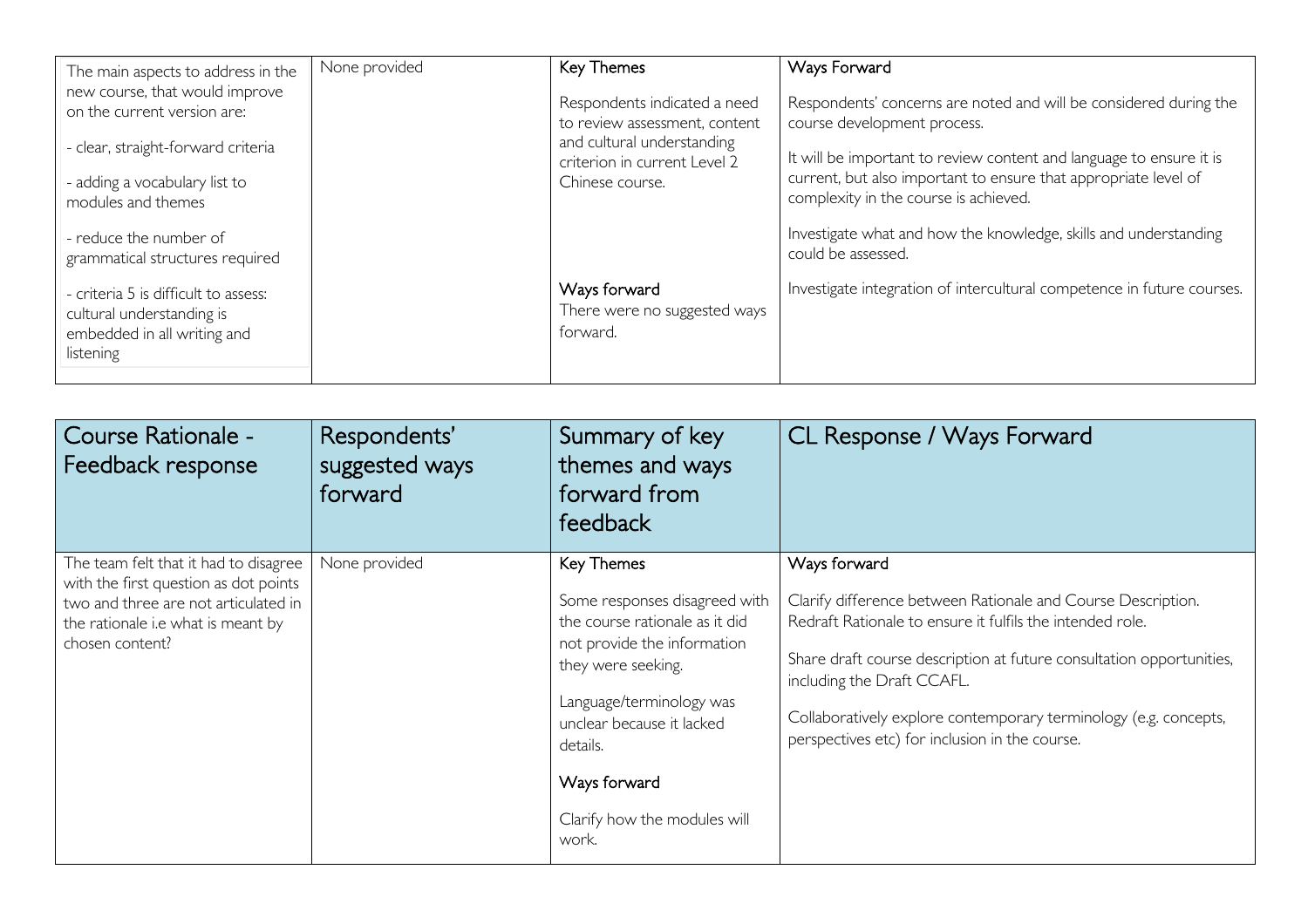| | | | |
|---|---|---|---|
| The main aspects to address in the new course, that would improve on the current version are:<br><br>- clear, straight-forward criteria<br><br>- adding a vocabulary list to modules and themes<br><br>- reduce the number of grammatical structures required<br><br>- criteria 5 is difficult to assess: cultural understanding is embedded in all writing and listening | None provided | Key Themes<br><br>Respondents indicated a need to review assessment, content and cultural understanding criterion in current Level 2 Chinese course.<br><br>Ways forward<br>There were no suggested ways forward. | Ways Forward<br><br>Respondents' concerns are noted and will be considered during the course development process.<br><br>It will be important to review content and language to ensure it is current, but also important to ensure that appropriate level of complexity in the course is achieved.<br><br>Investigate what and how the knowledge, skills and understanding could be assessed.<br><br>Investigate integration of intercultural competence in future courses. |

| Course Rationale - Feedback response | Respondents' suggested ways forward | Summary of key themes and ways forward from feedback | CL Response / Ways Forward |
|---|---|---|---|
| The team felt that it had to disagree with the first question as dot points two and three are not articulated in the rationale i.e what is meant by chosen content? | None provided | Key Themes<br><br>Some responses disagreed with the course rationale as it did not provide the information they were seeking.<br><br>Language/terminology was unclear because it lacked details.<br><br>Ways forward<br><br>Clarify how the modules will work. | Ways forward<br><br>Clarify difference between Rationale and Course Description. Redraft Rationale to ensure it fulfils the intended role.<br><br>Share draft course description at future consultation opportunities, including the Draft CCAFL.<br><br>Collaboratively explore contemporary terminology (e.g. concepts, perspectives etc) for inclusion in the course. |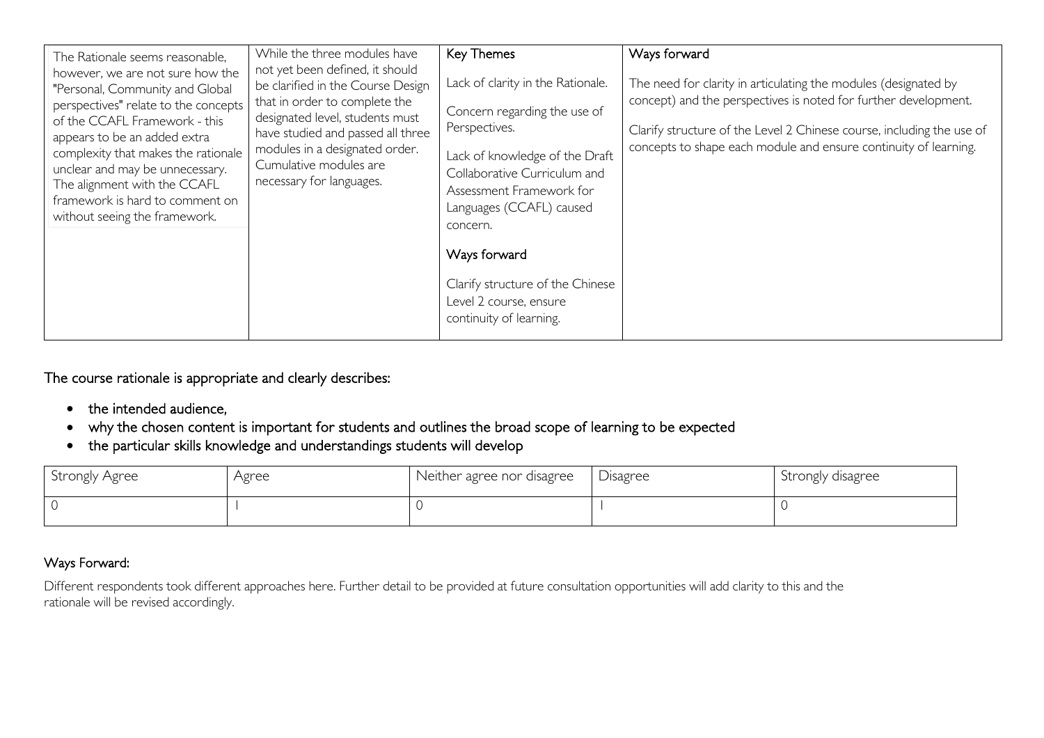| The Rationale seems reasonable, however, we are not sure how the "Personal, Community and Global perspectives" relate to the concepts of the CCAFL Framework - this appears to be an added extra complexity that makes the rationale unclear and may be unnecessary. The alignment with the CCAFL framework is hard to comment on without seeing the framework. | While the three modules have not yet been defined, it should be clarified in the Course Design that in order to complete the designated level, students must have studied and passed all three modules in a designated order. Cumulative modules are necessary for languages. | Key Themes<br><br>Lack of clarity in the Rationale.<br><br>Concern regarding the use of Perspectives.<br><br>Lack of knowledge of the Draft Collaborative Curriculum and Assessment Framework for Languages (CCAFL) caused concern.<br><br>Ways forward<br><br>Clarify structure of the Chinese Level 2 course, ensure continuity of learning. | Ways forward<br><br>The need for clarity in articulating the modules (designated by concept) and the perspectives is noted for further development.<br><br>Clarify structure of the Level 2 Chinese course, including the use of concepts to shape each module and ensure continuity of learning. |
|---|---|---|---|

The course rationale is appropriate and clearly describes:

- the intended audience,
- why the chosen content is important for students and outlines the broad scope of learning to be expected
- the particular skills knowledge and understandings students will develop

| Strongly Agree | Agree | Neither agree nor disagree | Disagree | Strongly disagree |
|---|---|---|---|---|
| 0 | 1 | 0 | 1 | 0 |

Ways Forward:

Different respondents took different approaches here. Further detail to be provided at future consultation opportunities will add clarity to this and the rationale will be revised accordingly.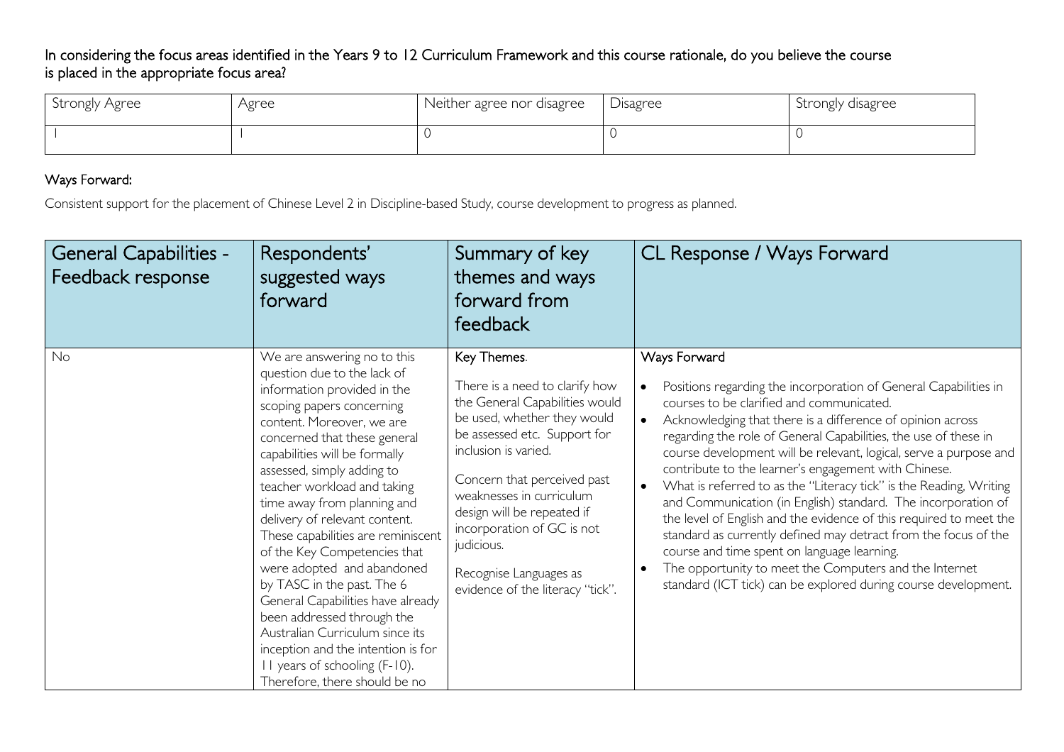In considering the focus areas identified in the Years 9 to 12 Curriculum Framework and this course rationale, do you believe the course is placed in the appropriate focus area?

| Strongly Agree | Agree | Neither agree nor disagree | Disagree | Strongly disagree |
|---|---|---|---|---|
| 1 | 1 | 0 | 0 | 0 |

Ways Forward:

Consistent support for the placement of Chinese Level 2 in Discipline-based Study, course development to progress as planned.

| General Capabilities - Feedback response | Respondents' suggested ways forward | Summary of key themes and ways forward from feedback | CL Response / Ways Forward |
|---|---|---|---|
| No | We are answering no to this question due to the lack of information provided in the scoping papers concerning content. Moreover, we are concerned that these general capabilities will be formally assessed, simply adding to teacher workload and taking time away from planning and delivery of relevant content. These capabilities are reminiscent of the Key Competencies that were adopted and abandoned by TASC in the past. The 6 General Capabilities have already been addressed through the Australian Curriculum since its inception and the intention is for 11 years of schooling (F-10). Therefore, there should be no | Key Themes.<br><br>There is a need to clarify how the General Capabilities would be used, whether they would be assessed etc. Support for inclusion is varied.<br><br>Concern that perceived past weaknesses in curriculum design will be repeated if incorporation of GC is not judicious.<br><br>Recognise Languages as evidence of the literacy "tick". | Ways Forward<br><br>• Positions regarding the incorporation of General Capabilities in courses to be clarified and communicated.<br>• Acknowledging that there is a difference of opinion across regarding the role of General Capabilities, the use of these in course development will be relevant, logical, serve a purpose and contribute to the learner's engagement with Chinese.<br>• What is referred to as the "Literacy tick" is the Reading, Writing and Communication (in English) standard. The incorporation of the level of English and the evidence of this required to meet the standard as currently defined may detract from the focus of the course and time spent on language learning.<br>• The opportunity to meet the Computers and the Internet standard (ICT tick) can be explored during course development. |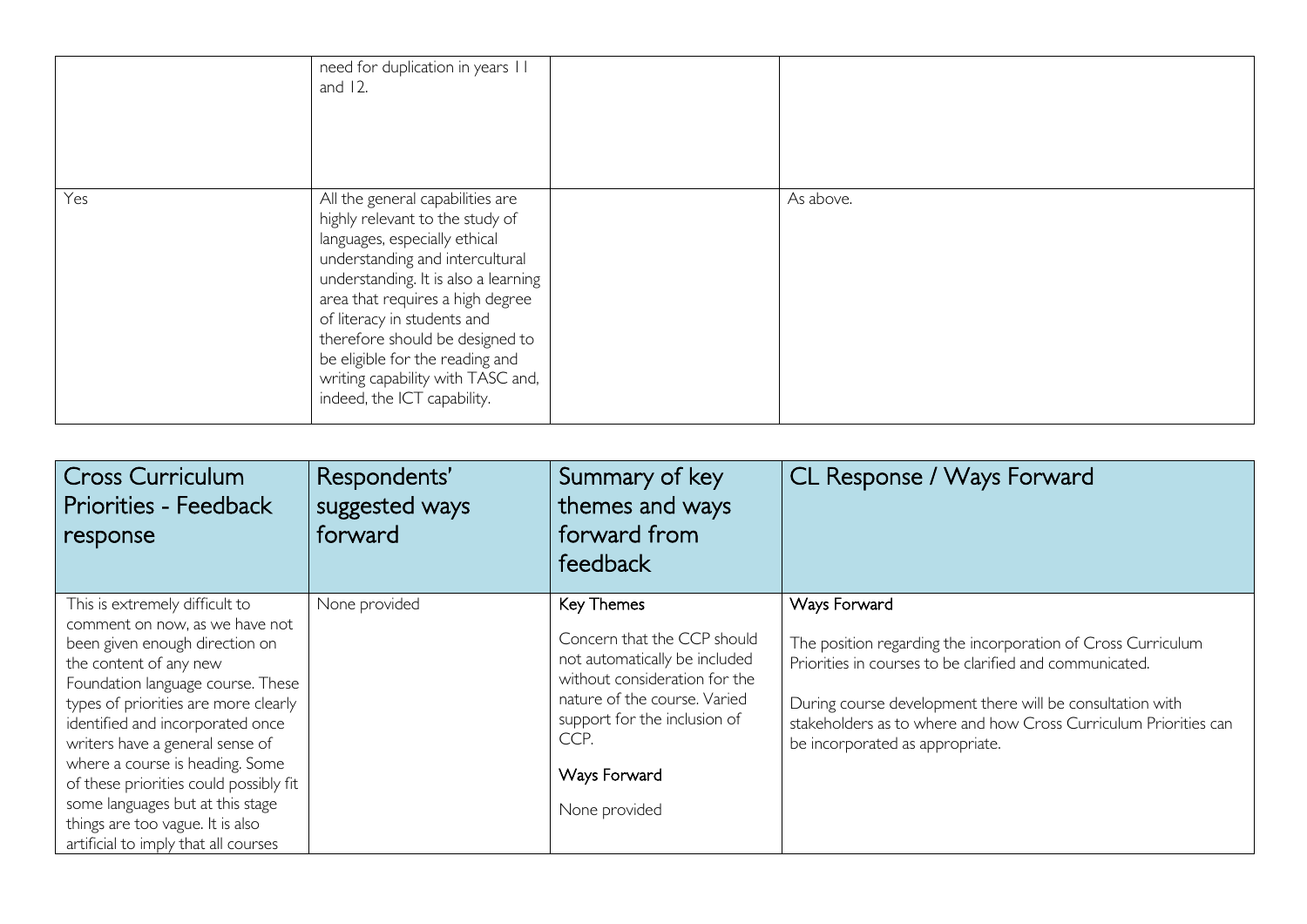|  | need for duplication in years 11 and 12. |  |  |
|---|---|---|---|
| Yes | All the general capabilities are highly relevant to the study of languages, especially ethical understanding and intercultural understanding. It is also a learning area that requires a high degree of literacy in students and therefore should be designed to be eligible for the reading and writing capability with TASC and, indeed, the ICT capability. |  | As above. |

| Cross Curriculum Priorities - Feedback response | Respondents' suggested ways forward | Summary of key themes and ways forward from feedback | CL Response / Ways Forward |
|---|---|---|---|
| This is extremely difficult to comment on now, as we have not been given enough direction on the content of any new Foundation language course. These types of priorities are more clearly identified and incorporated once writers have a general sense of where a course is heading. Some of these priorities could possibly fit some languages but at this stage things are too vague. It is also artificial to imply that all courses | None provided | Key Themes<br><br>Concern that the CCP should not automatically be included without consideration for the nature of the course. Varied support for the inclusion of CCP.<br><br>Ways Forward<br><br>None provided | Ways Forward<br><br>The position regarding the incorporation of Cross Curriculum Priorities in courses to be clarified and communicated.<br><br>During course development there will be consultation with stakeholders as to where and how Cross Curriculum Priorities can be incorporated as appropriate. |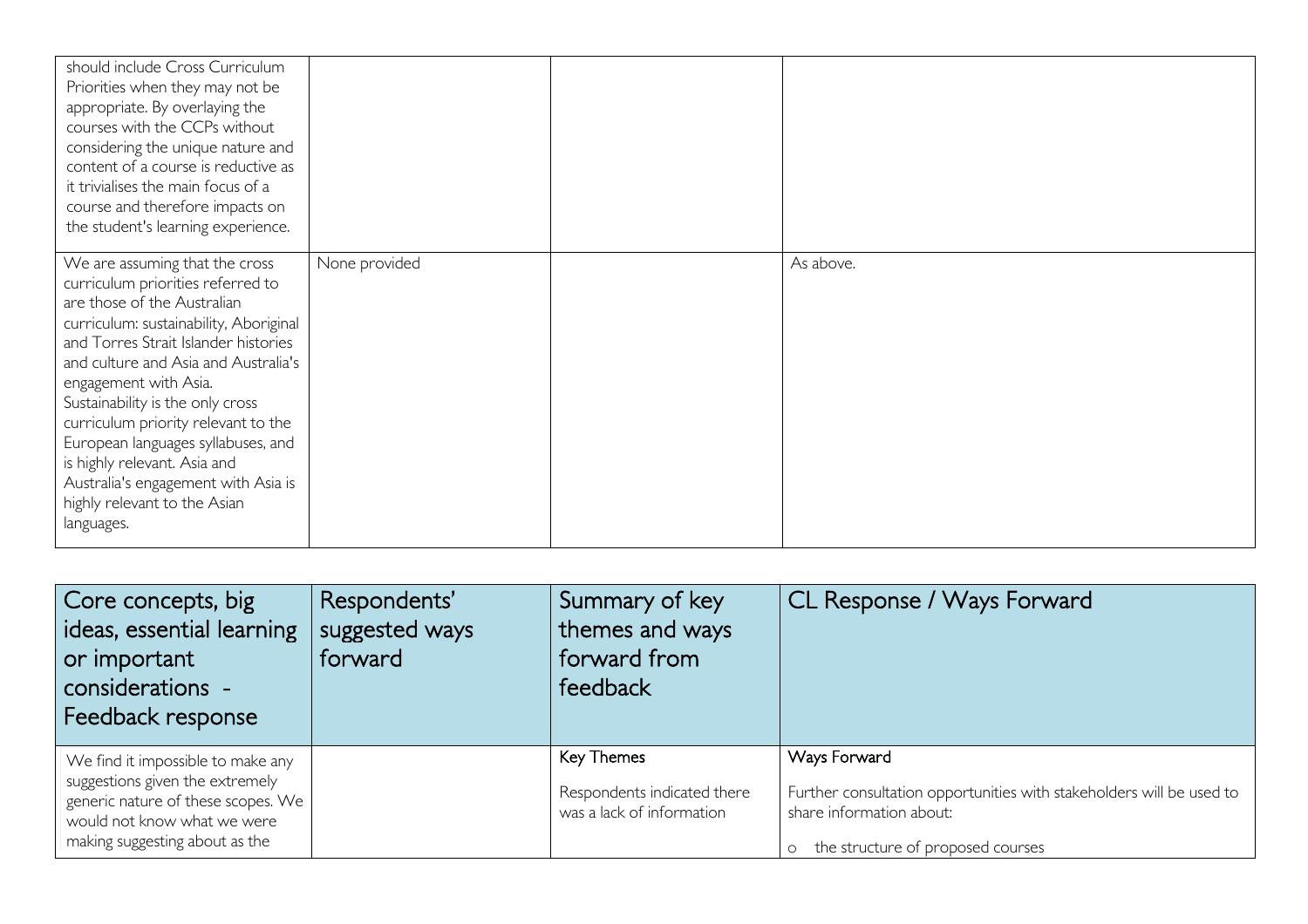| | | | |
|---|---|---|---|
| should include Cross Curriculum Priorities when they may not be appropriate. By overlaying the courses with the CCPs without considering the unique nature and content of a course is reductive as it trivialises the main focus of a course and therefore impacts on the student's learning experience. | | | |
| We are assuming that the cross curriculum priorities referred to are those of the Australian curriculum: sustainability, Aboriginal and Torres Strait Islander histories and culture and Asia and Australia's engagement with Asia. Sustainability is the only cross curriculum priority relevant to the European languages syllabuses, and is highly relevant. Asia and Australia's engagement with Asia is highly relevant to the Asian languages. | None provided | | As above. |

| Core concepts, big ideas, essential learning or important considerations - Feedback response | Respondents' suggested ways forward | Summary of key themes and ways forward from feedback | CL Response / Ways Forward |
|---|---|---|---|
| We find it impossible to make any suggestions given the extremely generic nature of these scopes. We would not know what we were making suggesting about as the | | Key Themes<br><br>Respondents indicated there was a lack of information | Ways Forward<br><br>Further consultation opportunities with stakeholders will be used to share information about:<br><br>o the structure of proposed courses |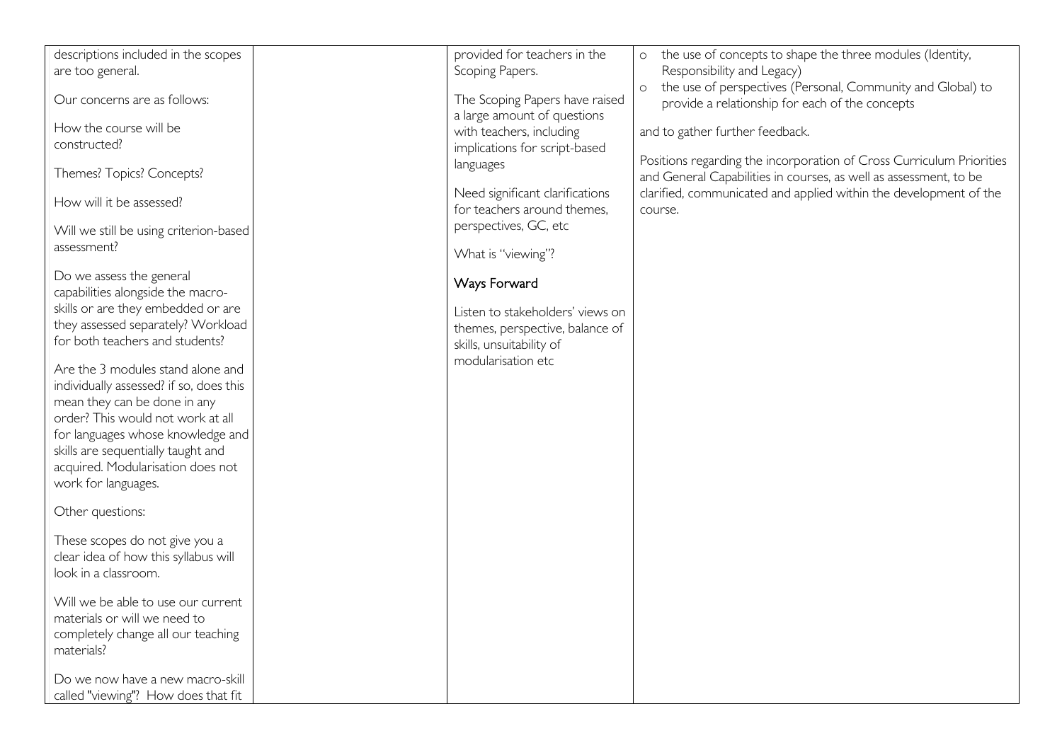| | | | |
|---|---|---|---|
| descriptions included in the scopes are too general.<br><br>Our concerns are as follows:<br><br>How the course will be constructed?<br><br>Themes? Topics? Concepts?<br><br>How will it be assessed?<br><br>Will we still be using criterion-based assessment?<br><br>Do we assess the general capabilities alongside the macro-skills or are they embedded or are they assessed separately? Workload for both teachers and students?<br><br>Are the 3 modules stand alone and individually assessed? if so, does this mean they can be done in any order? This would not work at all for languages whose knowledge and skills are sequentially taught and acquired. Modularisation does not work for languages.<br><br>Other questions:<br><br>These scopes do not give you a clear idea of how this syllabus will look in a classroom.<br><br>Will we be able to use our current materials or will we need to completely change all our teaching materials?<br><br>Do we now have a new macro-skill called "viewing"? How does that fit | | provided for teachers in the Scoping Papers.<br><br>The Scoping Papers have raised a large amount of questions with teachers, including implications for script-based languages<br><br>Need significant clarifications for teachers around themes, perspectives, GC, etc<br><br>What is "viewing"?<br><br>**Ways Forward**<br><br>Listen to stakeholders' views on themes, perspective, balance of skills, unsuitability of modularisation etc | o the use of concepts to shape the three modules (Identity, Responsibility and Legacy)<br>o the use of perspectives (Personal, Community and Global) to provide a relationship for each of the concepts<br><br>and to gather further feedback.<br><br>Positions regarding the incorporation of Cross Curriculum Priorities and General Capabilities in courses, as well as assessment, to be clarified, communicated and applied within the development of the course. |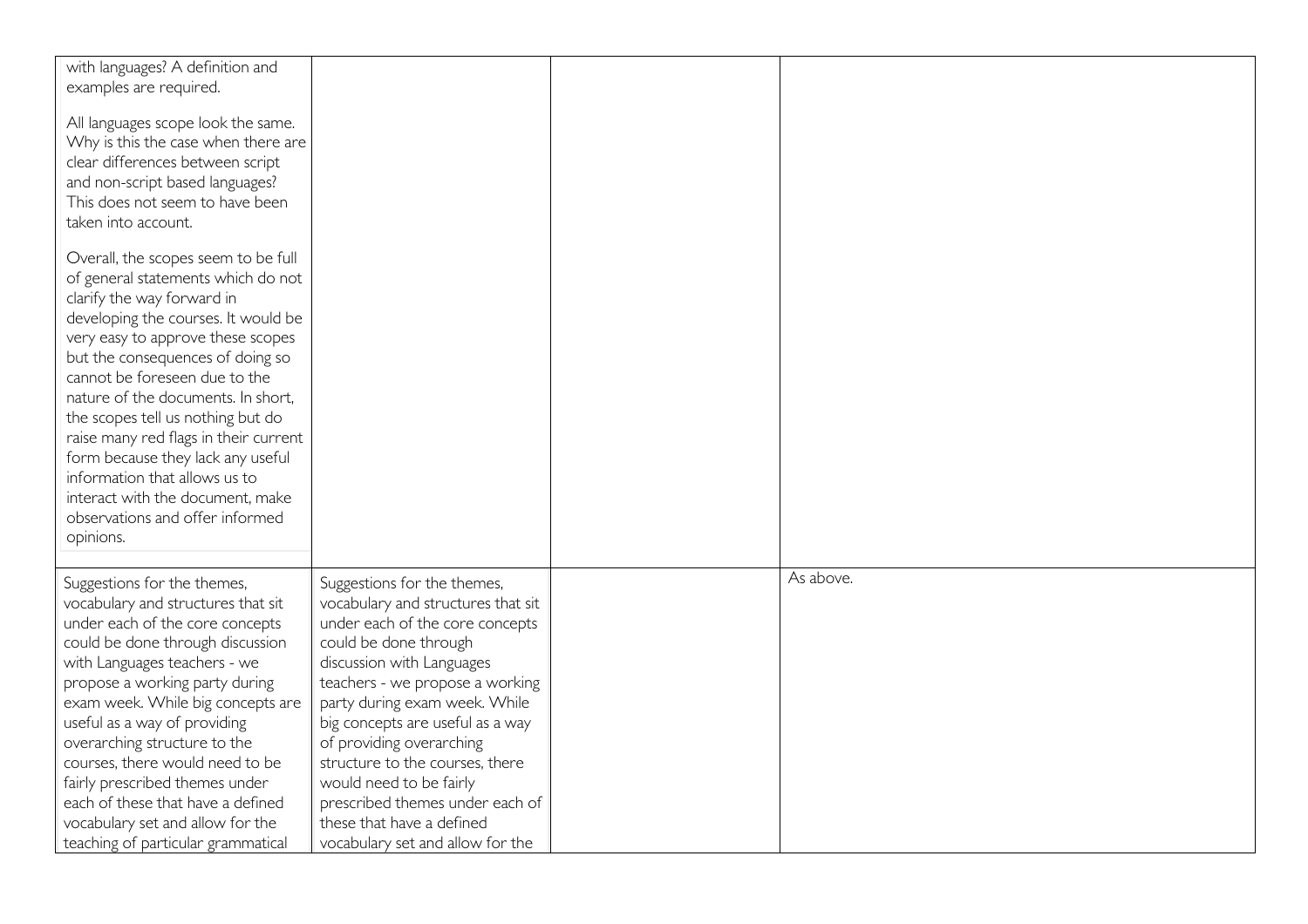| | | | |
|---|---|---|---|
| with languages? A definition and examples are required.<br><br>All languages scope look the same. Why is this the case when there are clear differences between script and non-script based languages? This does not seem to have been taken into account.<br><br>Overall, the scopes seem to be full of general statements which do not clarify the way forward in developing the courses. It would be very easy to approve these scopes but the consequences of doing so cannot be foreseen due to the nature of the documents. In short, the scopes tell us nothing but do raise many red flags in their current form because they lack any useful information that allows us to interact with the document, make observations and offer informed opinions. | | | |
| Suggestions for the themes, vocabulary and structures that sit under each of the core concepts could be done through discussion with Languages teachers - we propose a working party during exam week. While big concepts are useful as a way of providing overarching structure to the courses, there would need to be fairly prescribed themes under each of these that have a defined vocabulary set and allow for the teaching of particular grammatical | Suggestions for the themes, vocabulary and structures that sit under each of the core concepts could be done through discussion with Languages teachers - we propose a working party during exam week. While big concepts are useful as a way of providing overarching structure to the courses, there would need to be fairly prescribed themes under each of these that have a defined vocabulary set and allow for the | | As above. |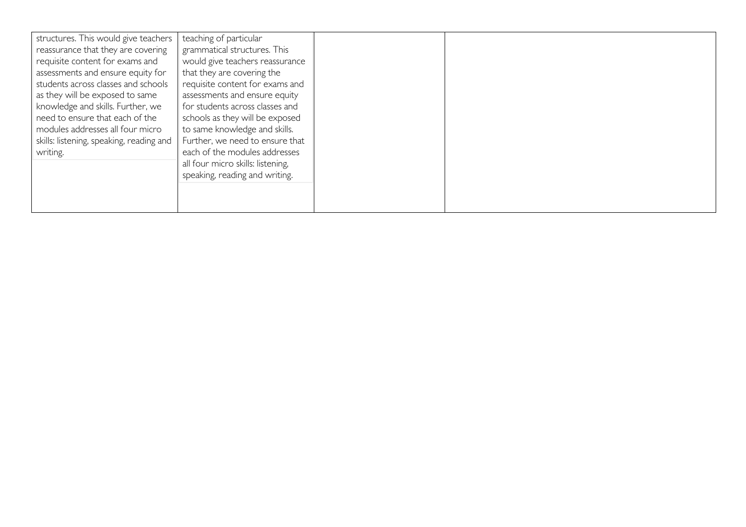| | | | |
|---|---|---|---|
| structures. This would give teachers reassurance that they are covering requisite content for exams and assessments and ensure equity for students across classes and schools as they will be exposed to same knowledge and skills. Further, we need to ensure that each of the modules addresses all four micro skills: listening, speaking, reading and writing. | teaching of particular grammatical structures. This would give teachers reassurance that they are covering the requisite content for exams and assessments and ensure equity for students across classes and schools as they will be exposed to same knowledge and skills. Further, we need to ensure that each of the modules addresses all four micro skills: listening, speaking, reading and writing. | | |